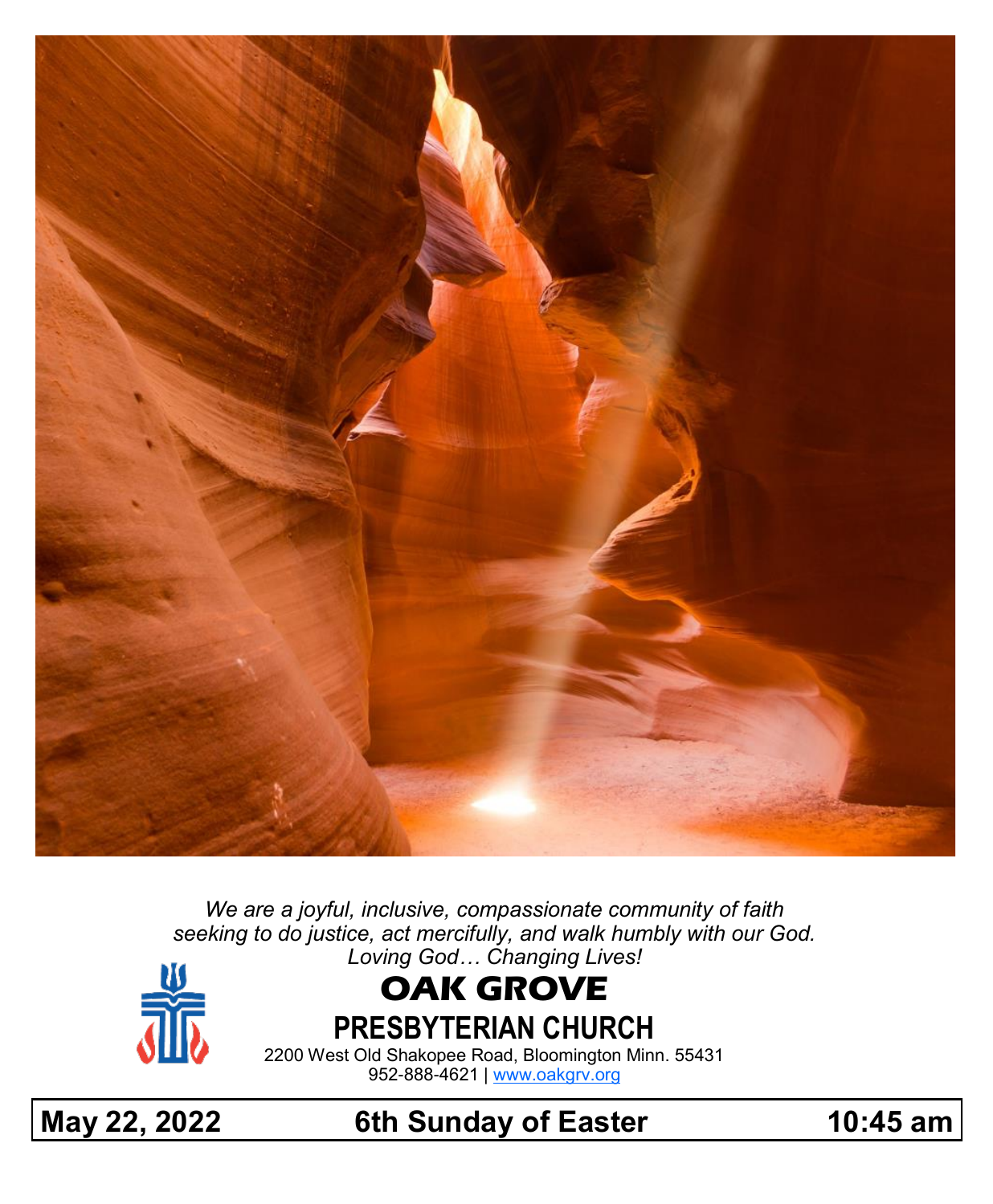*We are a joyful, inclusive, compassionate community of faith seeking to do justice, act mercifully, and walk humbly with our God.*
*Loving God… Changing Lives!*

# OAK GROVE
## PRESBYTERIAN CHURCH

2200 West Old Shakopee Road, Bloomington Minn. 55431
952-888-4621 | www.oakgrv.org

**May 22, 2022 — 6th Sunday of Easter — 10:45 am**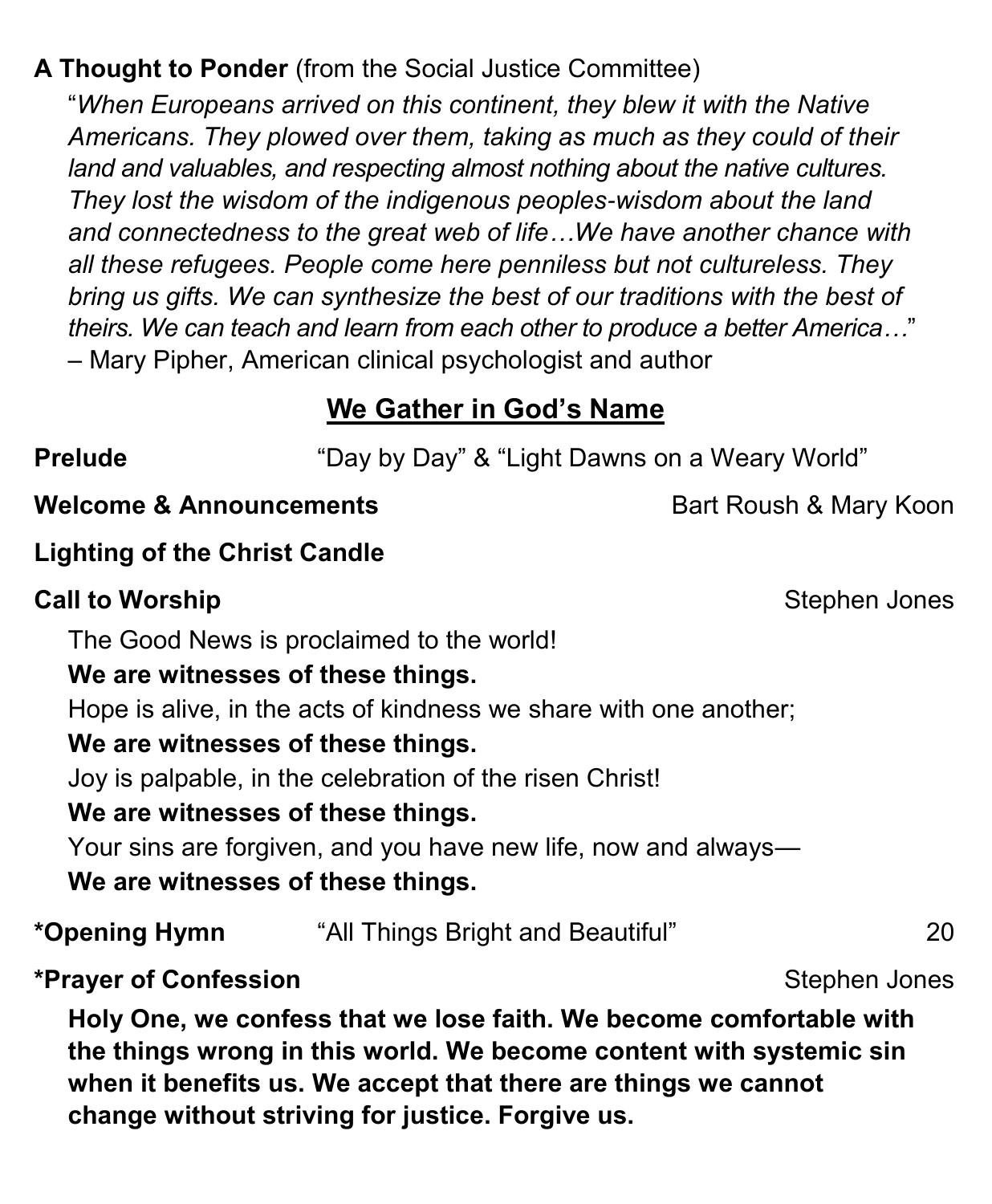**A Thought to Ponder** (from the Social Justice Committee)

"*When Europeans arrived on this continent, they blew it with the Native Americans. They plowed over them, taking as much as they could of their land and valuables, and respecting almost nothing about the native cultures. They lost the wisdom of the indigenous peoples-wisdom about the land and connectedness to the great web of life…We have another chance with all these refugees. People come here penniless but not cultureless. They bring us gifts. We can synthesize the best of our traditions with the best of theirs. We can teach and learn from each other to produce a better America…*"
– Mary Pipher, American clinical psychologist and author

## We Gather in God's Name

**Prelude** "Day by Day" & "Light Dawns on a Weary World"

**Welcome & Announcements** Bart Roush & Mary Koon

**Lighting of the Christ Candle**

**Call to Worship** Stephen Jones

The Good News is proclaimed to the world!
**We are witnesses of these things.**
Hope is alive, in the acts of kindness we share with one another;
**We are witnesses of these things.**
Joy is palpable, in the celebration of the risen Christ!
**We are witnesses of these things.**
Your sins are forgiven, and you have new life, now and always—
**We are witnesses of these things.**

**\*Opening Hymn** "All Things Bright and Beautiful" 20

**\*Prayer of Confession** Stephen Jones

**Holy One, we confess that we lose faith. We become comfortable with the things wrong in this world. We become content with systemic sin when it benefits us. We accept that there are things we cannot change without striving for justice. Forgive us.**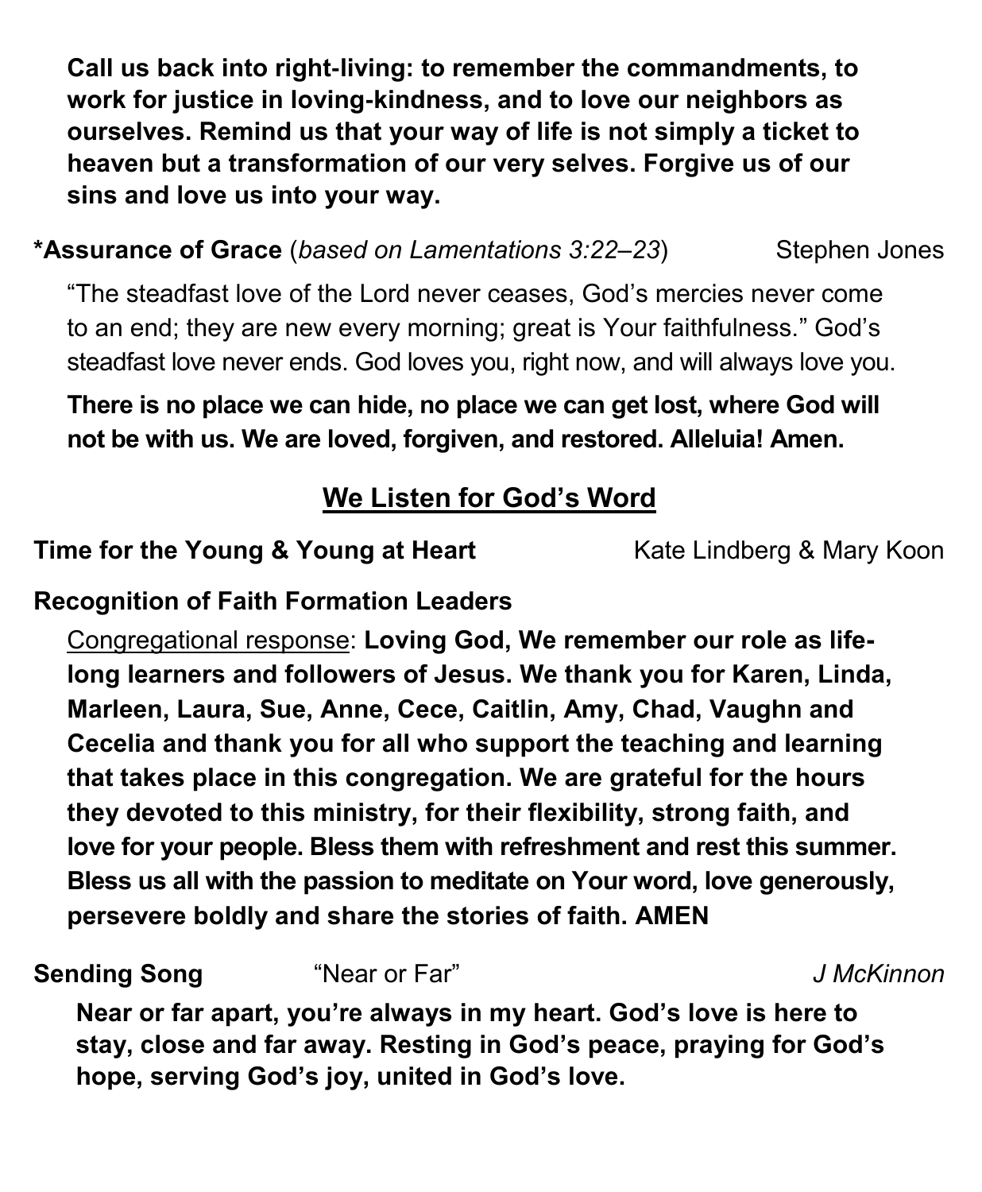**Call us back into right-living: to remember the commandments, to work for justice in loving-kindness, and to love our neighbors as ourselves. Remind us that your way of life is not simply a ticket to heaven but a transformation of our very selves. Forgive us of our sins and love us into your way.**

**\*Assurance of Grace** (*based on Lamentations 3:22–23*) Stephen Jones

"The steadfast love of the Lord never ceases, God's mercies never come to an end; they are new every morning; great is Your faithfulness." God's steadfast love never ends. God loves you, right now, and will always love you.

**There is no place we can hide, no place we can get lost, where God will not be with us. We are loved, forgiven, and restored. Alleluia! Amen.**

## <u>We Listen for God's Word</u>

**Time for the Young & Young at Heart** Kate Lindberg & Mary Koon

**Recognition of Faith Formation Leaders**

<u>Congregational response</u>: **Loving God, We remember our role as life-long learners and followers of Jesus. We thank you for Karen, Linda, Marleen, Laura, Sue, Anne, Cece, Caitlin, Amy, Chad, Vaughn and Cecelia and thank you for all who support the teaching and learning that takes place in this congregation. We are grateful for the hours they devoted to this ministry, for their flexibility, strong faith, and love for your people. Bless them with refreshment and rest this summer. Bless us all with the passion to meditate on Your word, love generously, persevere boldly and share the stories of faith. AMEN**

**Sending Song** "Near or Far" *J McKinnon*

**Near or far apart, you're always in my heart. God's love is here to stay, close and far away. Resting in God's peace, praying for God's hope, serving God's joy, united in God's love.**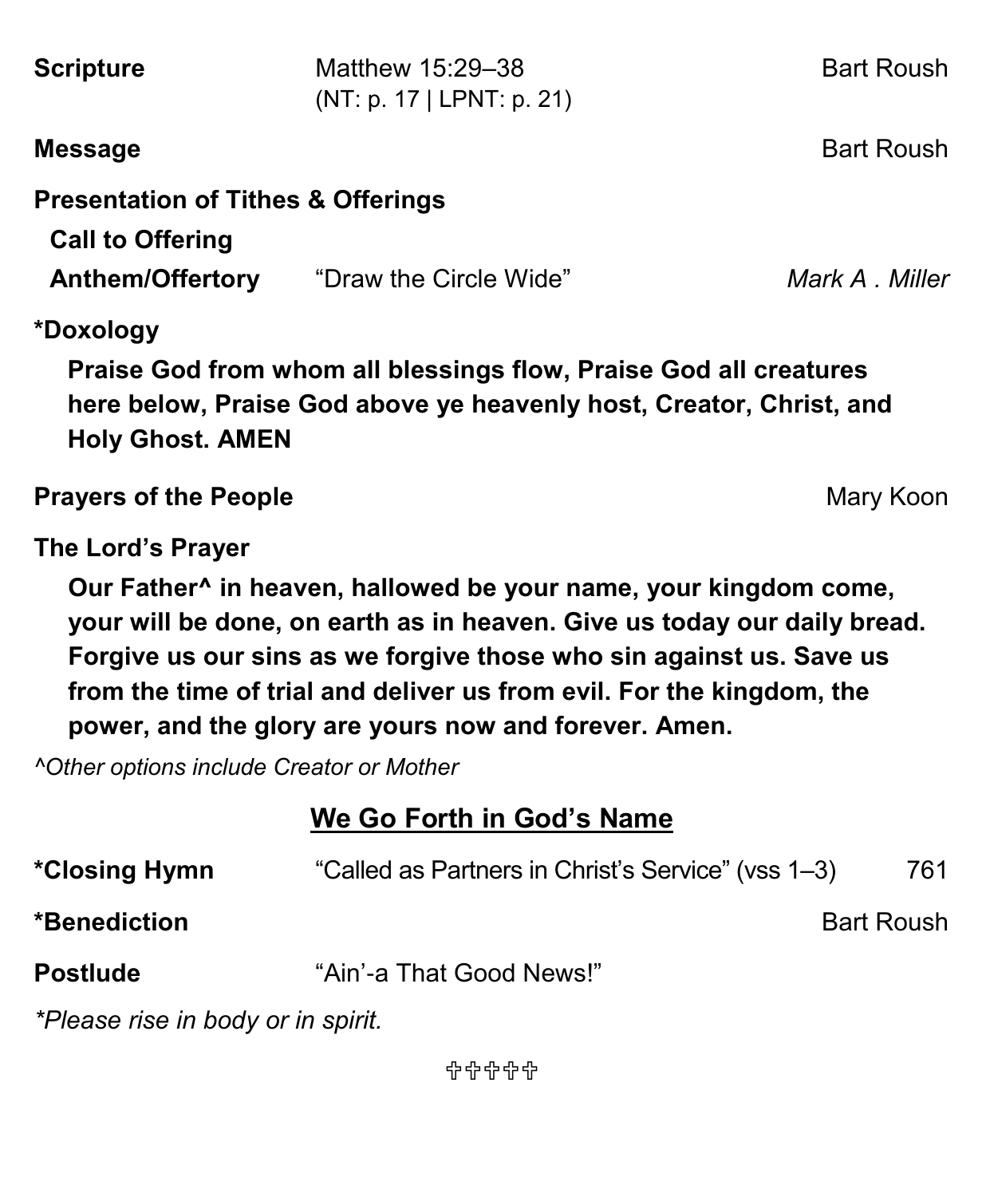**Scripture** Matthew 15:29–38 (NT: p. 17 | LPNT: p. 21) Bart Roush

**Message** Bart Roush

**Presentation of Tithes & Offerings**

**Call to Offering**

**Anthem/Offertory** "Draw the Circle Wide" *Mark A . Miller*

***Doxology**

**Praise God from whom all blessings flow, Praise God all creatures here below, Praise God above ye heavenly host, Creator, Christ, and Holy Ghost. AMEN**

**Prayers of the People** Mary Koon

**The Lord's Prayer**

**Our Father^ in heaven, hallowed be your name, your kingdom come, your will be done, on earth as in heaven. Give us today our daily bread. Forgive us our sins as we forgive those who sin against us. Save us from the time of trial and deliver us from evil. For the kingdom, the power, and the glory are yours now and forever. Amen.**

*^Other options include Creator or Mother*

## We Go Forth in God's Name

***Closing Hymn** "Called as Partners in Christ's Service" (vss 1–3) 761

***Benediction** Bart Roush

**Postlude** "Ain'-a That Good News!"

**Please rise in body or in spirit.*

✞✞✞✞✞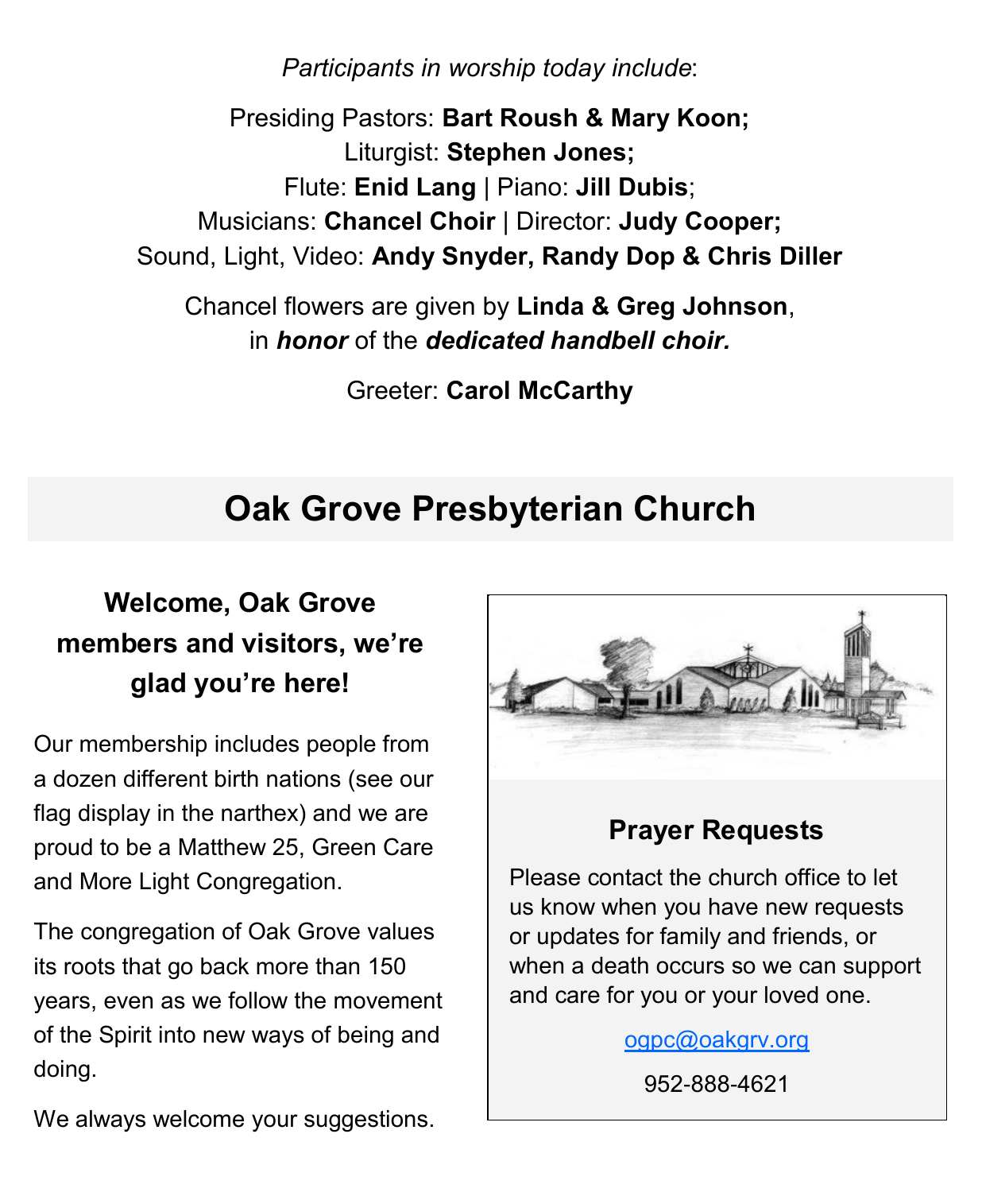*Participants in worship today include*:

Presiding Pastors: **Bart Roush & Mary Koon;**
Liturgist: **Stephen Jones;**
Flute: **Enid Lang** | Piano: **Jill Dubis**;
Musicians: **Chancel Choir** | Director: **Judy Cooper;**
Sound, Light, Video: **Andy Snyder, Randy Dop & Chris Diller**

Chancel flowers are given by **Linda & Greg Johnson**,
in ***honor*** of the ***dedicated handbell choir.***

Greeter: **Carol McCarthy**

# Oak Grove Presbyterian Church

### Welcome, Oak Grove members and visitors, we're glad you're here!

Our membership includes people from a dozen different birth nations (see our flag display in the narthex) and we are proud to be a Matthew 25, Green Care and More Light Congregation.

The congregation of Oak Grove values its roots that go back more than 150 years, even as we follow the movement of the Spirit into new ways of being and doing.

We always welcome your suggestions.

### Prayer Requests

Please contact the church office to let us know when you have new requests or updates for family and friends, or when a death occurs so we can support and care for you or your loved one.

ogpc@oakgrv.org

952-888-4621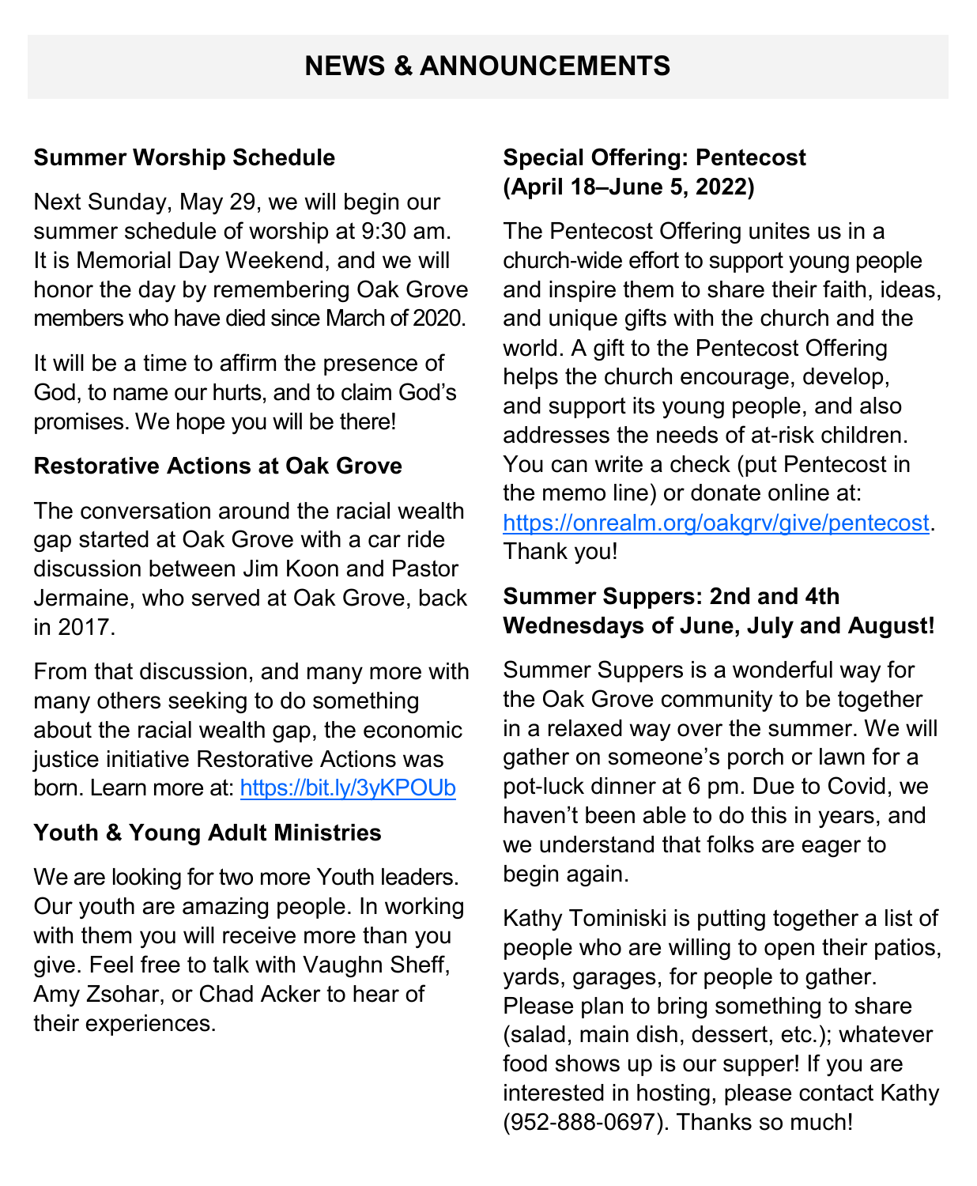# NEWS & ANNOUNCEMENTS

### Summer Worship Schedule

Next Sunday, May 29, we will begin our summer schedule of worship at 9:30 am. It is Memorial Day Weekend, and we will honor the day by remembering Oak Grove members who have died since March of 2020.

It will be a time to affirm the presence of God, to name our hurts, and to claim God's promises. We hope you will be there!

### Restorative Actions at Oak Grove

The conversation around the racial wealth gap started at Oak Grove with a car ride discussion between Jim Koon and Pastor Jermaine, who served at Oak Grove, back in 2017.

From that discussion, and many more with many others seeking to do something about the racial wealth gap, the economic justice initiative Restorative Actions was born. Learn more at: [https://bit.ly/3yKPOUb](https://bit.ly/3yKPOUb)

### Youth & Young Adult Ministries

We are looking for two more Youth leaders. Our youth are amazing people. In working with them you will receive more than you give. Feel free to talk with Vaughn Sheff, Amy Zsohar, or Chad Acker to hear of their experiences.

### Special Offering: Pentecost (April 18–June 5, 2022)

The Pentecost Offering unites us in a church-wide effort to support young people and inspire them to share their faith, ideas, and unique gifts with the church and the world. A gift to the Pentecost Offering helps the church encourage, develop, and support its young people, and also addresses the needs of at-risk children. You can write a check (put Pentecost in the memo line) or donate online at: [https://onrealm.org/oakgrv/give/pentecost](https://onrealm.org/oakgrv/give/pentecost). Thank you!

### Summer Suppers: 2nd and 4th Wednesdays of June, July and August!

Summer Suppers is a wonderful way for the Oak Grove community to be together in a relaxed way over the summer. We will gather on someone's porch or lawn for a pot-luck dinner at 6 pm. Due to Covid, we haven't been able to do this in years, and we understand that folks are eager to begin again.

Kathy Tominiski is putting together a list of people who are willing to open their patios, yards, garages, for people to gather. Please plan to bring something to share (salad, main dish, dessert, etc.); whatever food shows up is our supper! If you are interested in hosting, please contact Kathy (952-888-0697). Thanks so much!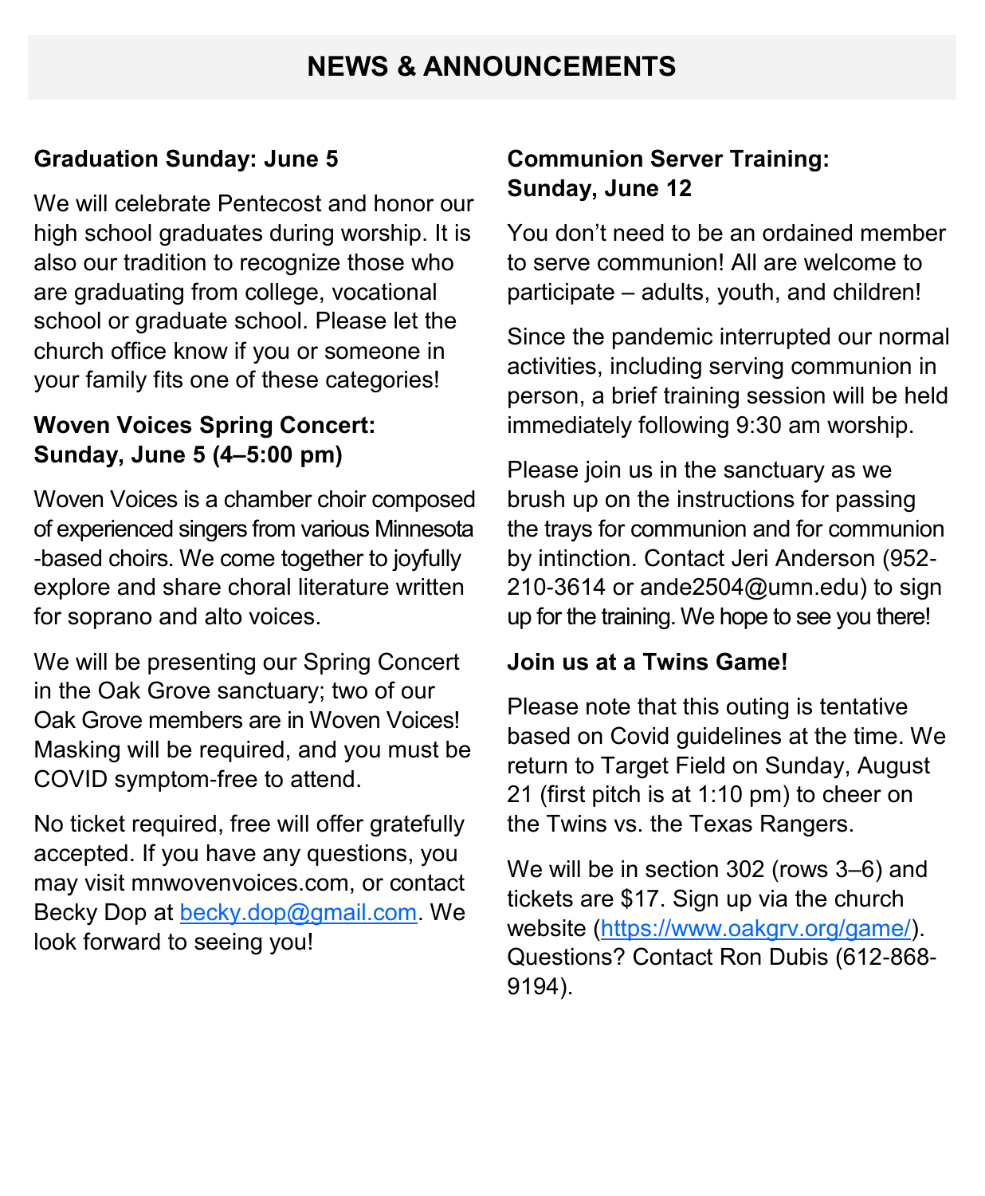# NEWS & ANNOUNCEMENTS

### Graduation Sunday: June 5

We will celebrate Pentecost and honor our high school graduates during worship. It is also our tradition to recognize those who are graduating from college, vocational school or graduate school. Please let the church office know if you or someone in your family fits one of these categories!

### Woven Voices Spring Concert: Sunday, June 5 (4–5:00 pm)

Woven Voices is a chamber choir composed of experienced singers from various Minnesota-based choirs. We come together to joyfully explore and share choral literature written for soprano and alto voices.

We will be presenting our Spring Concert in the Oak Grove sanctuary; two of our Oak Grove members are in Woven Voices! Masking will be required, and you must be COVID symptom-free to attend.

No ticket required, free will offer gratefully accepted. If you have any questions, you may visit mnwovenvoices.com, or contact Becky Dop at becky.dop@gmail.com. We look forward to seeing you!

### Communion Server Training: Sunday, June 12

You don't need to be an ordained member to serve communion! All are welcome to participate – adults, youth, and children!

Since the pandemic interrupted our normal activities, including serving communion in person, a brief training session will be held immediately following 9:30 am worship.

Please join us in the sanctuary as we brush up on the instructions for passing the trays for communion and for communion by intinction. Contact Jeri Anderson (952-210-3614 or ande2504@umn.edu) to sign up for the training. We hope to see you there!

### Join us at a Twins Game!

Please note that this outing is tentative based on Covid guidelines at the time. We return to Target Field on Sunday, August 21 (first pitch is at 1:10 pm) to cheer on the Twins vs. the Texas Rangers.

We will be in section 302 (rows 3–6) and tickets are $17. Sign up via the church website (https://www.oakgrv.org/game/). Questions? Contact Ron Dubis (612-868-9194).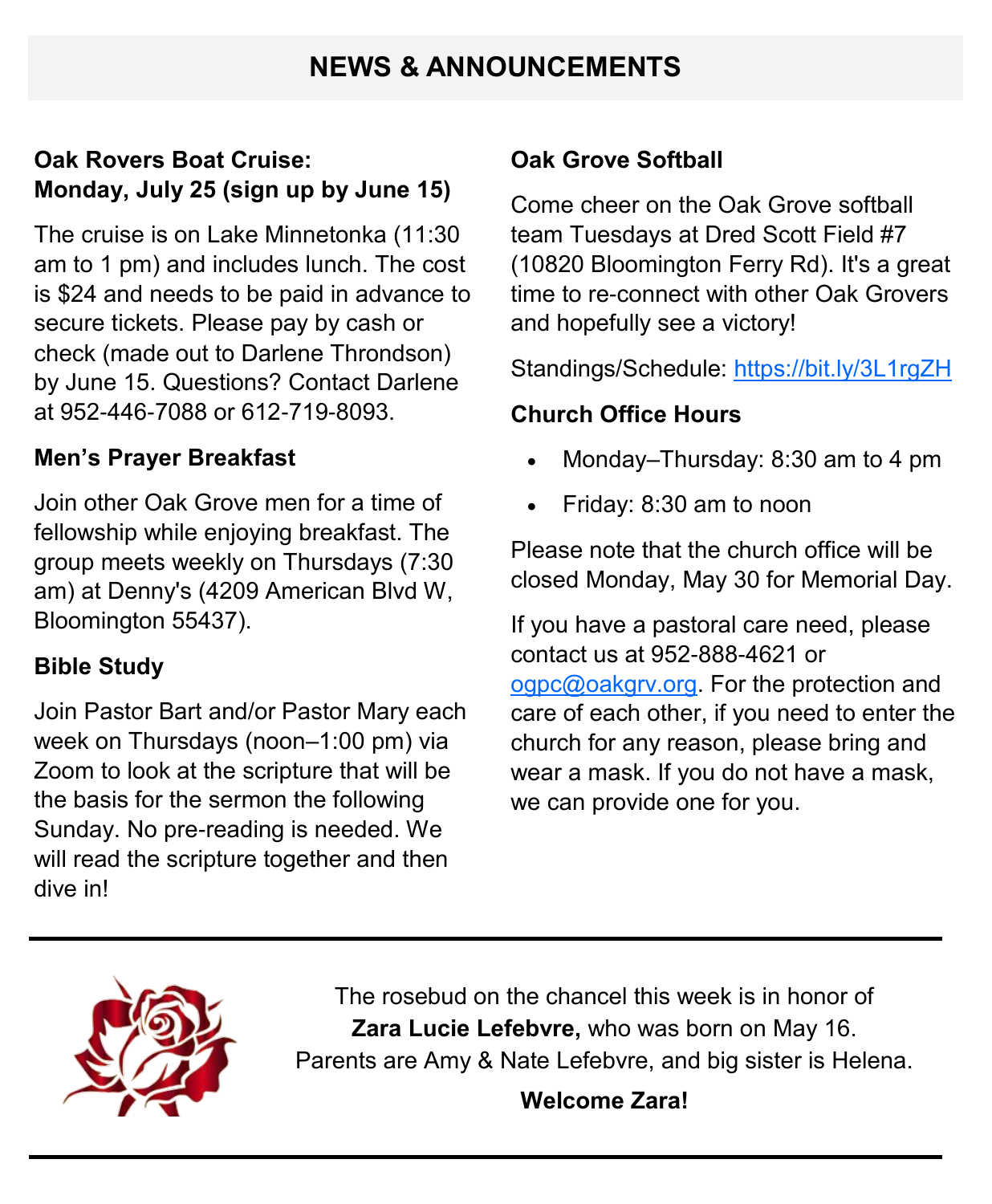# NEWS & ANNOUNCEMENTS

**Oak Rovers Boat Cruise: Monday, July 25 (sign up by June 15)**

The cruise is on Lake Minnetonka (11:30 am to 1 pm) and includes lunch. The cost is $24 and needs to be paid in advance to secure tickets. Please pay by cash or check (made out to Darlene Throndson) by June 15. Questions? Contact Darlene at 952-446-7088 or 612-719-8093.

**Men's Prayer Breakfast**

Join other Oak Grove men for a time of fellowship while enjoying breakfast. The group meets weekly on Thursdays (7:30 am) at Denny's (4209 American Blvd W, Bloomington 55437).

**Bible Study**

Join Pastor Bart and/or Pastor Mary each week on Thursdays (noon–1:00 pm) via Zoom to look at the scripture that will be the basis for the sermon the following Sunday. No pre-reading is needed. We will read the scripture together and then dive in!

**Oak Grove Softball**

Come cheer on the Oak Grove softball team Tuesdays at Dred Scott Field #7 (10820 Bloomington Ferry Rd). It's a great time to re-connect with other Oak Grovers and hopefully see a victory!

Standings/Schedule: https://bit.ly/3L1rgZH

**Church Office Hours**

- Monday–Thursday: 8:30 am to 4 pm
- Friday: 8:30 am to noon

Please note that the church office will be closed Monday, May 30 for Memorial Day.

If you have a pastoral care need, please contact us at 952-888-4621 or ogpc@oakgrv.org. For the protection and care of each other, if you need to enter the church for any reason, please bring and wear a mask. If you do not have a mask, we can provide one for you.

---

The rosebud on the chancel this week is in honor of **Zara Lucie Lefebvre,** who was born on May 16. Parents are Amy & Nate Lefebvre, and big sister is Helena.

**Welcome Zara!**